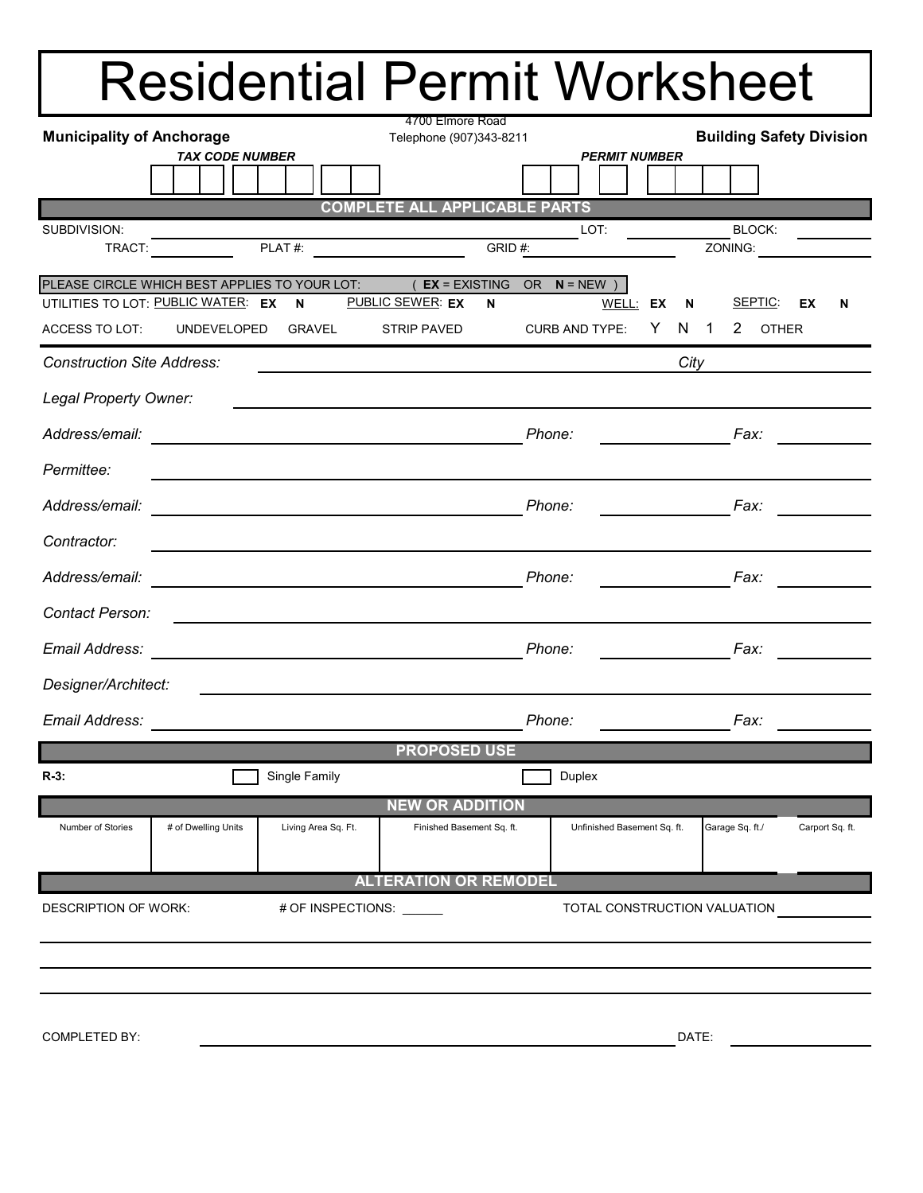# Residential Permit Worksheet

**Municipality of Anchorage**

4700 Elmore Road
Telephone (907)343-8211

**Building Safety Division**

***TAX CODE NUMBER*** | | | | | | | | | |

***PERMIT NUMBER*** | | | | | | | | |

## COMPLETE ALL APPLICABLE PARTS

SUBDIVISION: ____________ LOT: ____________ BLOCK: ____________

TRACT: ____________ PLAT #: ____________ GRID #: ____________ ZONING: ____________

PLEASE CIRCLE WHICH BEST APPLIES TO YOUR LOT: ( **EX** = EXISTING OR **N** = NEW )

UTILITIES TO LOT: PUBLIC WATER: **EX** **N** PUBLIC SEWER: **EX** **N** WELL: **EX** **N** SEPTIC: **EX** **N**

ACCESS TO LOT: UNDEVELOPED GRAVEL STRIP PAVED CURB AND TYPE: Y N 1 2 OTHER

*Construction Site Address:* ____________ *City* ____________

*Legal Property Owner:* ____________

*Address/email:* ____________ *Phone:* ____________ *Fax:* ____________

*Permittee:* ____________

*Address/email:* ____________ *Phone:* ____________ *Fax:* ____________

*Contractor:* ____________

*Address/email:* ____________ *Phone:* ____________ *Fax:* ____________

*Contact Person:* ____________

*Email Address:* ____________ *Phone:* ____________ *Fax:* ____________

*Designer/Architect:* ____________

*Email Address:* ____________ *Phone:* ____________ *Fax:* ____________

## PROPOSED USE

**R-3:** ☐ Single Family ☐ Duplex

## NEW OR ADDITION

| Number of Stories | # of Dwelling Units | Living Area Sq. Ft. | Finished Basement Sq. ft. | Unfinished Basement Sq. ft. | Garage Sq. ft./ | Carport Sq. ft. |
|---|---|---|---|---|---|---|
| | | | | | | |

## ALTERATION OR REMODEL

DESCRIPTION OF WORK: # OF INSPECTIONS: ______ TOTAL CONSTRUCTION VALUATION ____________

____________

____________

____________

COMPLETED BY: ____________ DATE: ____________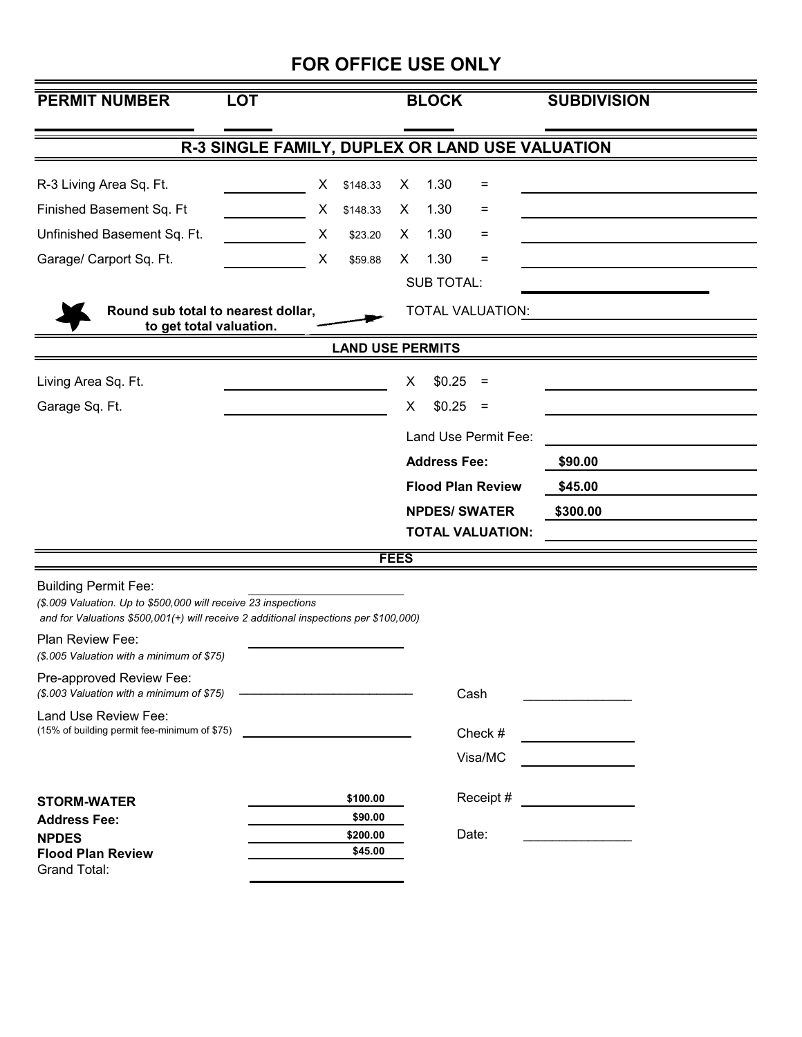# FOR OFFICE USE ONLY

| PERMIT NUMBER | LOT | BLOCK | SUBDIVISION |
|---|---|---|---|
| | | | |

## R-3 SINGLE FAMILY, DUPLEX OR LAND USE VALUATION

| | | | | | | | |
|---|---|---|---|---|---|---|---|
| R-3 Living Area Sq. Ft. | | X | $148.33 | X | 1.30 | = | |
| Finished Basement Sq. Ft | | X | $148.33 | X | 1.30 | = | |
| Unfinished Basement Sq. Ft. | | X | $23.20 | X | 1.30 | = | |
| Garage/ Carport Sq. Ft. | | X | $59.88 | X | 1.30 | = | |
| | | | | SUB TOTAL: | | | |

**Round sub total to nearest dollar, to get total valuation.** → TOTAL VALUATION: ____________

## LAND USE PERMITS

| | | | | | |
|---|---|---|---|---|---|
| Living Area Sq. Ft. | | X | $0.25 | = | |
| Garage Sq. Ft. | | X | $0.25 | = | |
| | | | Land Use Permit Fee: | | |
| | | | **Address Fee:** | | **$90.00** |
| | | | **Flood Plan Review** | | **$45.00** |
| | | | **NPDES/ SWATER** | | **$300.00** |
| | | | **TOTAL VALUATION:** | | |

## FEES

Building Permit Fee: ____________
*($.009 Valuation. Up to $500,000 will receive 23 inspections and for Valuations $500,001(+) will receive 2 additional inspections per $100,000)*

Plan Review Fee: ____________
*($.005 Valuation with a minimum of $75)*

Pre-approved Review Fee: ____________
*($.003 Valuation with a minimum of $75)*

Land Use Review Fee: ____________
(15% of building permit fee-minimum of $75)

| | |
|---|---|
| **STORM-WATER** | **$100.00** |
| **Address Fee:** | **$90.00** |
| **NPDES** | **$200.00** |
| **Flood Plan Review** | **$45.00** |
| Grand Total: | |

Cash ____________

Check # ____________

Visa/MC ____________

Receipt # ____________

Date: ____________